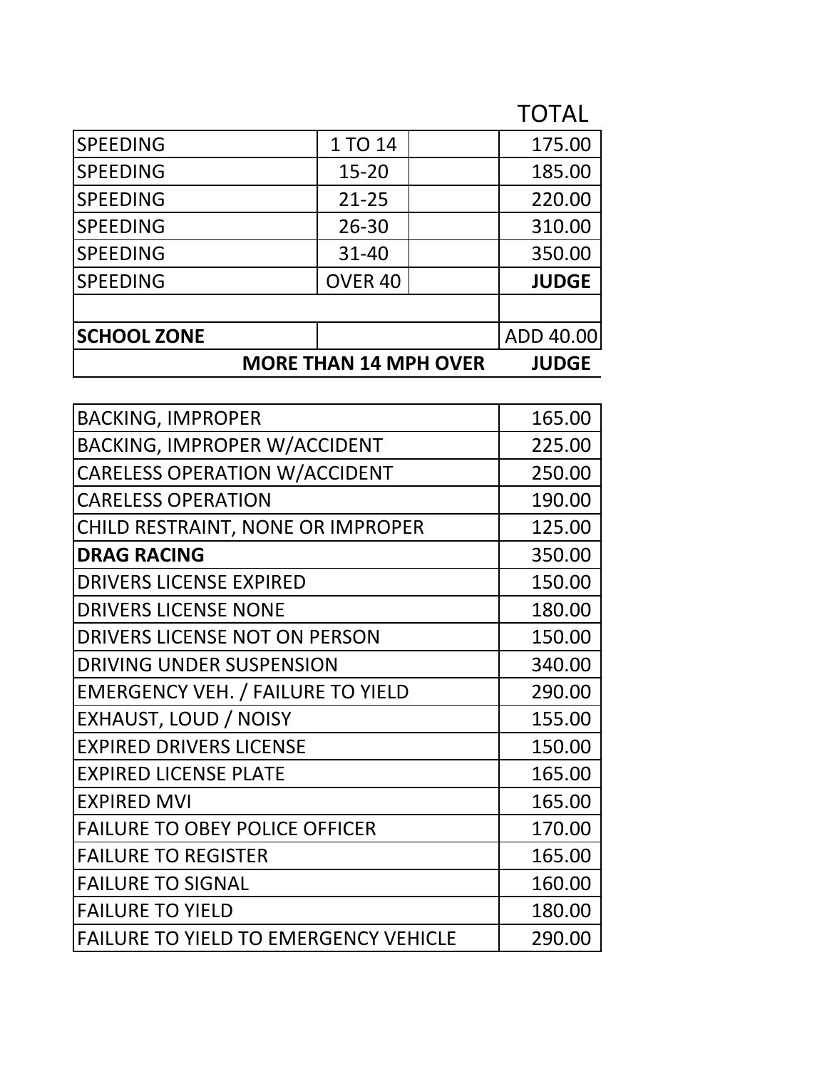| | | | TOTAL |
|---|---|---|---|
| SPEEDING | 1 TO 14 | | 175.00 |
| SPEEDING | 15-20 | | 185.00 |
| SPEEDING | 21-25 | | 220.00 |
| SPEEDING | 26-30 | | 310.00 |
| SPEEDING | 31-40 | | 350.00 |
| SPEEDING | OVER 40 | | **JUDGE** |
| | | | |
| **SCHOOL ZONE** | | | ADD 40.00 |
| | **MORE THAN 14 MPH OVER** | | **JUDGE** |

| | |
|---|---|
| BACKING, IMPROPER | 165.00 |
| BACKING, IMPROPER W/ACCIDENT | 225.00 |
| CARELESS OPERATION W/ACCIDENT | 250.00 |
| CARELESS OPERATION | 190.00 |
| CHILD RESTRAINT, NONE OR IMPROPER | 125.00 |
| **DRAG RACING** | 350.00 |
| DRIVERS LICENSE EXPIRED | 150.00 |
| DRIVERS LICENSE NONE | 180.00 |
| DRIVERS LICENSE NOT ON PERSON | 150.00 |
| DRIVING UNDER SUSPENSION | 340.00 |
| EMERGENCY VEH. / FAILURE TO YIELD | 290.00 |
| EXHAUST, LOUD / NOISY | 155.00 |
| EXPIRED DRIVERS LICENSE | 150.00 |
| EXPIRED LICENSE PLATE | 165.00 |
| EXPIRED MVI | 165.00 |
| FAILURE TO OBEY POLICE OFFICER | 170.00 |
| FAILURE TO REGISTER | 165.00 |
| FAILURE TO SIGNAL | 160.00 |
| FAILURE TO YIELD | 180.00 |
| FAILURE TO YIELD TO EMERGENCY VEHICLE | 290.00 |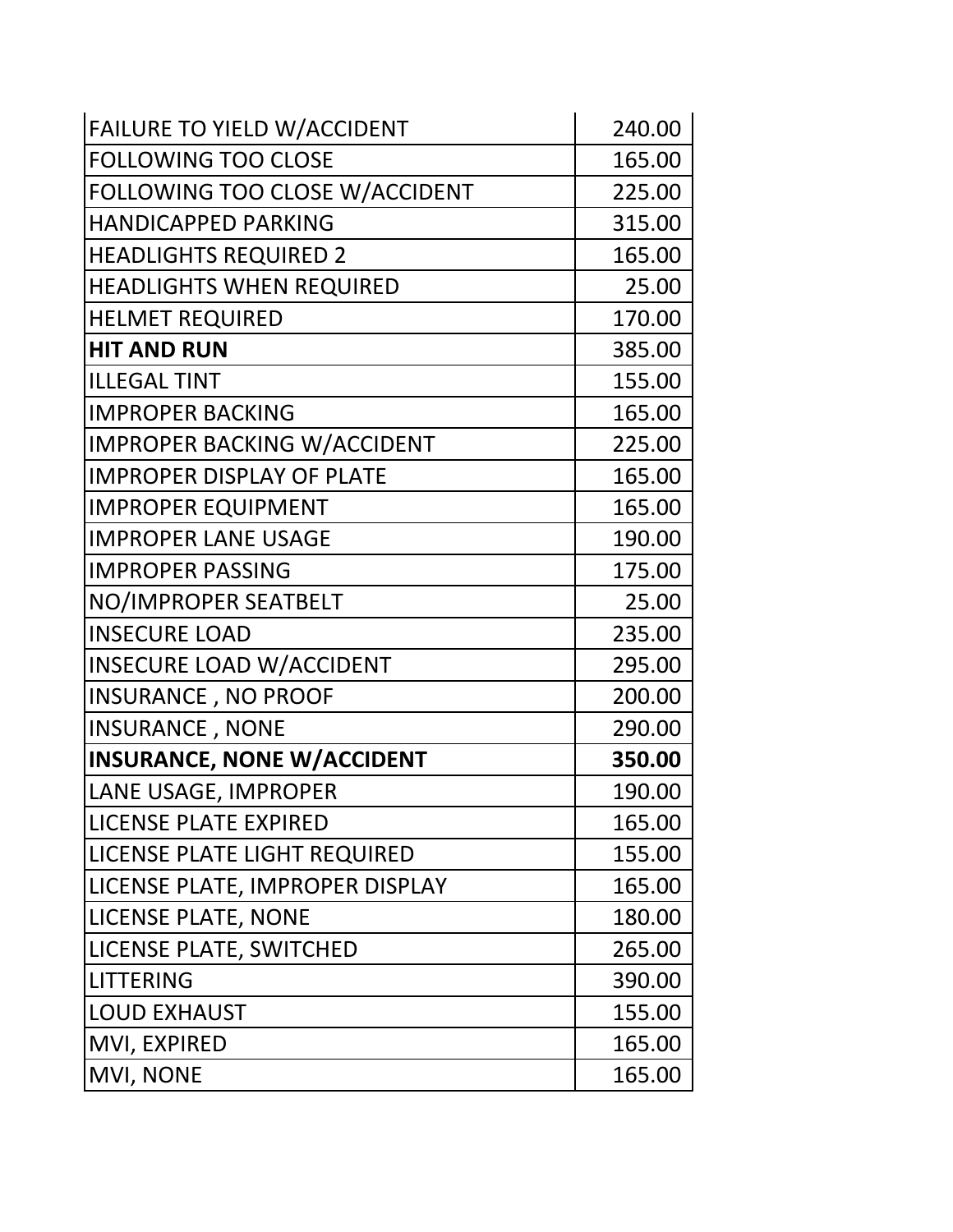| | |
|---|---|
| FAILURE TO YIELD W/ACCIDENT | 240.00 |
| FOLLOWING TOO CLOSE | 165.00 |
| FOLLOWING TOO CLOSE W/ACCIDENT | 225.00 |
| HANDICAPPED PARKING | 315.00 |
| HEADLIGHTS REQUIRED 2 | 165.00 |
| HEADLIGHTS WHEN REQUIRED | 25.00 |
| HELMET REQUIRED | 170.00 |
| **HIT AND RUN** | 385.00 |
| ILLEGAL TINT | 155.00 |
| IMPROPER BACKING | 165.00 |
| IMPROPER BACKING W/ACCIDENT | 225.00 |
| IMPROPER DISPLAY OF PLATE | 165.00 |
| IMPROPER EQUIPMENT | 165.00 |
| IMPROPER LANE USAGE | 190.00 |
| IMPROPER PASSING | 175.00 |
| NO/IMPROPER SEATBELT | 25.00 |
| INSECURE LOAD | 235.00 |
| INSECURE LOAD W/ACCIDENT | 295.00 |
| INSURANCE , NO PROOF | 200.00 |
| INSURANCE , NONE | 290.00 |
| **INSURANCE, NONE W/ACCIDENT** | **350.00** |
| LANE USAGE, IMPROPER | 190.00 |
| LICENSE PLATE EXPIRED | 165.00 |
| LICENSE PLATE LIGHT REQUIRED | 155.00 |
| LICENSE PLATE, IMPROPER DISPLAY | 165.00 |
| LICENSE PLATE, NONE | 180.00 |
| LICENSE PLATE, SWITCHED | 265.00 |
| LITTERING | 390.00 |
| LOUD EXHAUST | 155.00 |
| MVI, EXPIRED | 165.00 |
| MVI, NONE | 165.00 |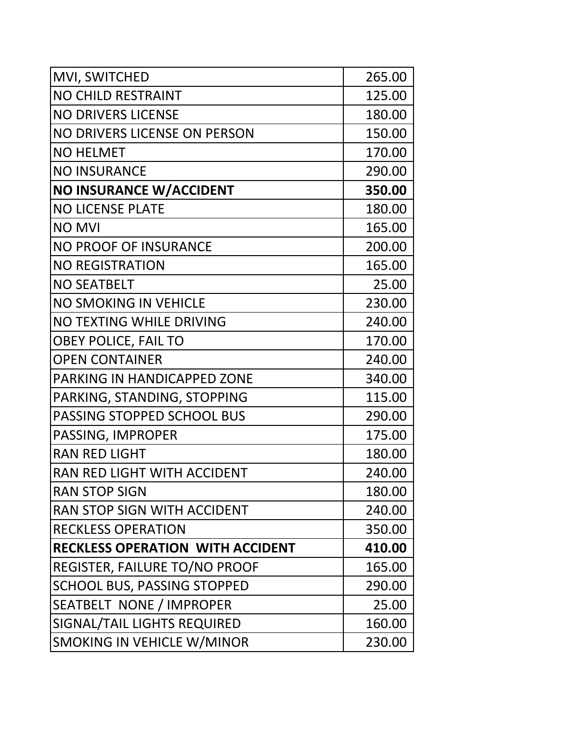| | |
|---|---|
| MVI, SWITCHED | 265.00 |
| NO CHILD RESTRAINT | 125.00 |
| NO DRIVERS LICENSE | 180.00 |
| NO DRIVERS LICENSE ON PERSON | 150.00 |
| NO HELMET | 170.00 |
| NO INSURANCE | 290.00 |
| **NO INSURANCE W/ACCIDENT** | **350.00** |
| NO LICENSE PLATE | 180.00 |
| NO MVI | 165.00 |
| NO PROOF OF INSURANCE | 200.00 |
| NO REGISTRATION | 165.00 |
| NO SEATBELT | 25.00 |
| NO SMOKING IN VEHICLE | 230.00 |
| NO TEXTING WHILE DRIVING | 240.00 |
| OBEY POLICE, FAIL TO | 170.00 |
| OPEN CONTAINER | 240.00 |
| PARKING IN HANDICAPPED ZONE | 340.00 |
| PARKING, STANDING, STOPPING | 115.00 |
| PASSING STOPPED SCHOOL BUS | 290.00 |
| PASSING, IMPROPER | 175.00 |
| RAN RED LIGHT | 180.00 |
| RAN RED LIGHT WITH ACCIDENT | 240.00 |
| RAN STOP SIGN | 180.00 |
| RAN STOP SIGN WITH ACCIDENT | 240.00 |
| RECKLESS OPERATION | 350.00 |
| **RECKLESS OPERATION WITH ACCIDENT** | **410.00** |
| REGISTER, FAILURE TO/NO PROOF | 165.00 |
| SCHOOL BUS, PASSING STOPPED | 290.00 |
| SEATBELT NONE / IMPROPER | 25.00 |
| SIGNAL/TAIL LIGHTS REQUIRED | 160.00 |
| SMOKING IN VEHICLE W/MINOR | 230.00 |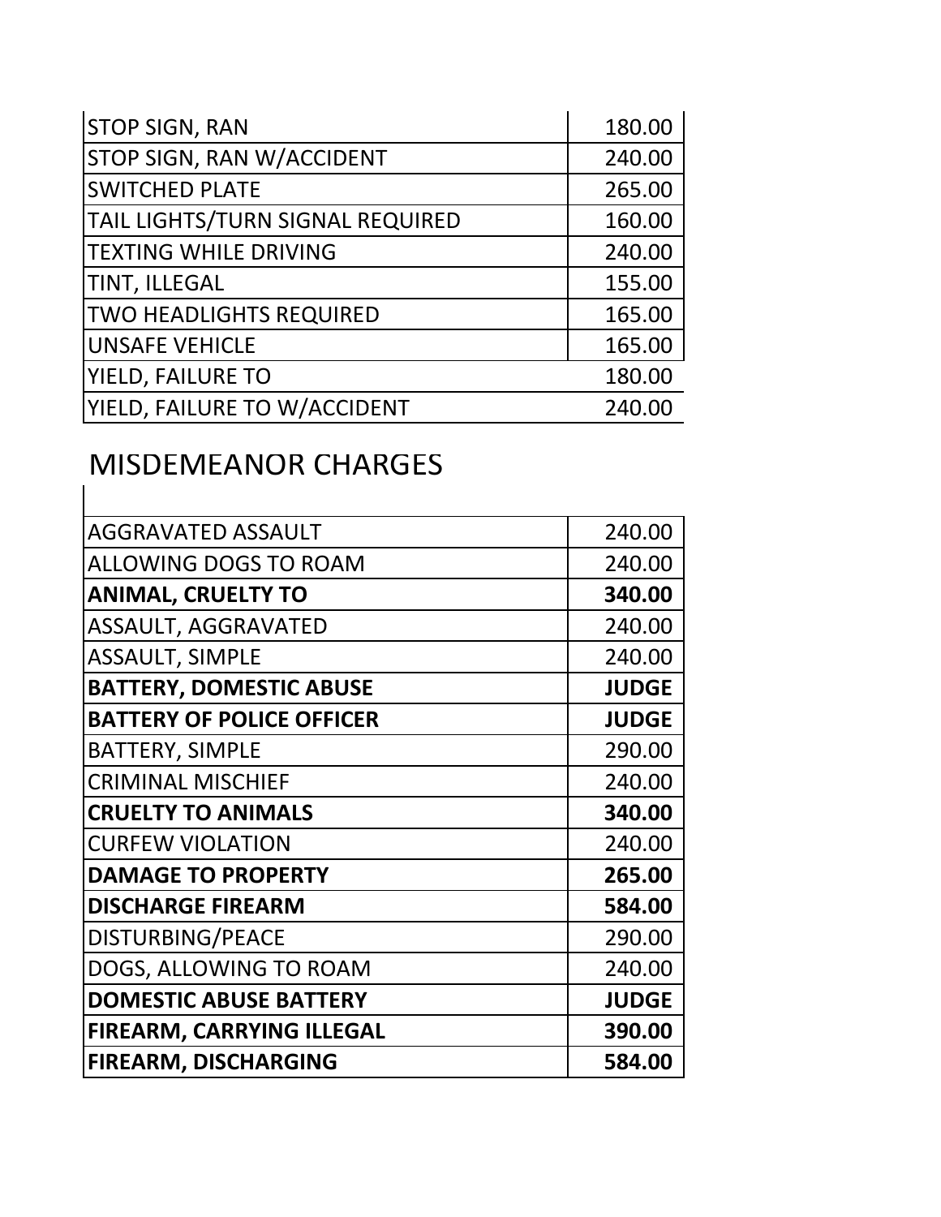| | |
|---|---|
| STOP SIGN, RAN | 180.00 |
| STOP SIGN, RAN W/ACCIDENT | 240.00 |
| SWITCHED PLATE | 265.00 |
| TAIL LIGHTS/TURN SIGNAL REQUIRED | 160.00 |
| TEXTING WHILE DRIVING | 240.00 |
| TINT, ILLEGAL | 155.00 |
| TWO HEADLIGHTS REQUIRED | 165.00 |
| UNSAFE VEHICLE | 165.00 |
| YIELD, FAILURE TO | 180.00 |
| YIELD, FAILURE TO W/ACCIDENT | 240.00 |

## MISDEMEANOR CHARGES

| | |
|---|---|
| AGGRAVATED ASSAULT | 240.00 |
| ALLOWING DOGS TO ROAM | 240.00 |
| **ANIMAL, CRUELTY TO** | **340.00** |
| ASSAULT, AGGRAVATED | 240.00 |
| ASSAULT, SIMPLE | 240.00 |
| **BATTERY, DOMESTIC ABUSE** | **JUDGE** |
| **BATTERY OF POLICE OFFICER** | **JUDGE** |
| BATTERY, SIMPLE | 290.00 |
| CRIMINAL MISCHIEF | 240.00 |
| **CRUELTY TO ANIMALS** | **340.00** |
| CURFEW VIOLATION | 240.00 |
| **DAMAGE TO PROPERTY** | **265.00** |
| **DISCHARGE FIREARM** | **584.00** |
| DISTURBING/PEACE | 290.00 |
| DOGS, ALLOWING TO ROAM | 240.00 |
| **DOMESTIC ABUSE BATTERY** | **JUDGE** |
| **FIREARM, CARRYING ILLEGAL** | **390.00** |
| **FIREARM, DISCHARGING** | **584.00** |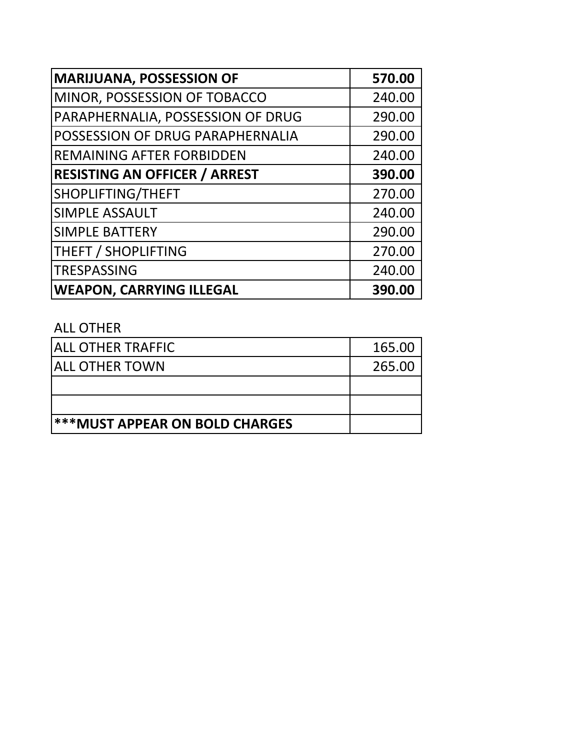| | |
|---|---|
| **MARIJUANA, POSSESSION OF** | **570.00** |
| MINOR, POSSESSION OF TOBACCO | 240.00 |
| PARAPHERNALIA, POSSESSION OF DRUG | 290.00 |
| POSSESSION OF DRUG PARAPHERNALIA | 290.00 |
| REMAINING AFTER FORBIDDEN | 240.00 |
| **RESISTING AN OFFICER / ARREST** | **390.00** |
| SHOPLIFTING/THEFT | 270.00 |
| SIMPLE ASSAULT | 240.00 |
| SIMPLE BATTERY | 290.00 |
| THEFT / SHOPLIFTING | 270.00 |
| TRESPASSING | 240.00 |
| **WEAPON, CARRYING ILLEGAL** | **390.00** |

ALL OTHER

| | |
|---|---|
| ALL OTHER TRAFFIC | 165.00 |
| ALL OTHER TOWN | 265.00 |
| | |
| | |
| **\*\*\*MUST APPEAR ON BOLD CHARGES** | |